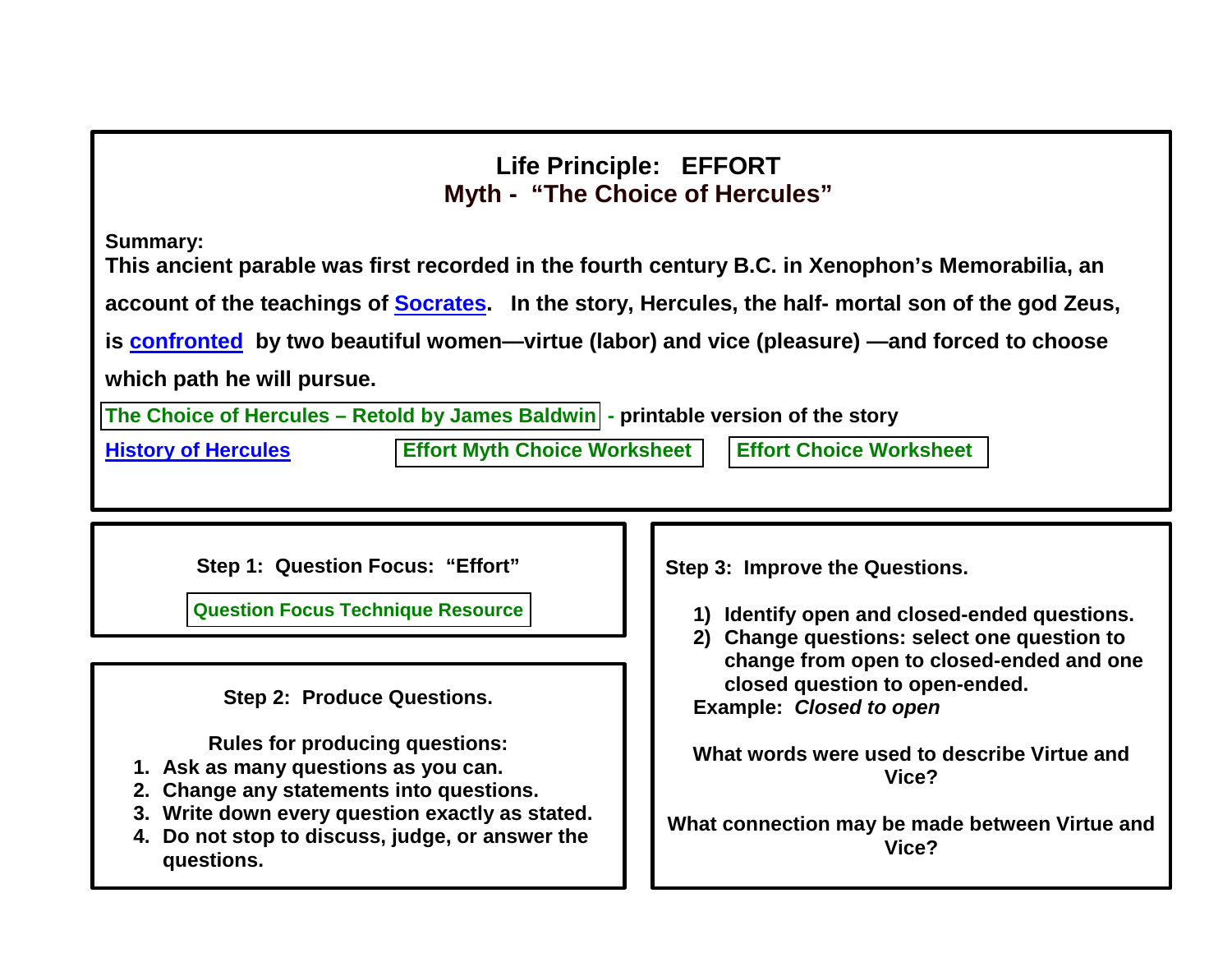# Life Principle: EFFORT

## Myth - "The Choice of Hercules"

**Summary:**

**This ancient parable was first recorded in the fourth century B.C. in Xenophon's Memorabilia, an account of the teachings of Socrates. In the story, Hercules, the half- mortal son of the god Zeus, is confronted by two beautiful women—virtue (labor) and vice (pleasure) —and forced to choose which path he will pursue.**

The Choice of Hercules – Retold by James Baldwin - **printable version of the story**

History of Hercules | Effort Myth Choice Worksheet | Effort Choice Worksheet

**Step 1: Question Focus: "Effort"**

Question Focus Technique Resource

**Step 2: Produce Questions.**

**Rules for producing questions:**

1. **Ask as many questions as you can.**
2. **Change any statements into questions.**
3. **Write down every question exactly as stated.**
4. **Do not stop to discuss, judge, or answer the questions.**

**Step 3: Improve the Questions.**

1) **Identify open and closed-ended questions.**
2) **Change questions: select one question to change from open to closed-ended and one closed question to open-ended.**

**Example:** ***Closed to open***

**What words were used to describe Virtue and Vice?**

**What connection may be made between Virtue and Vice?**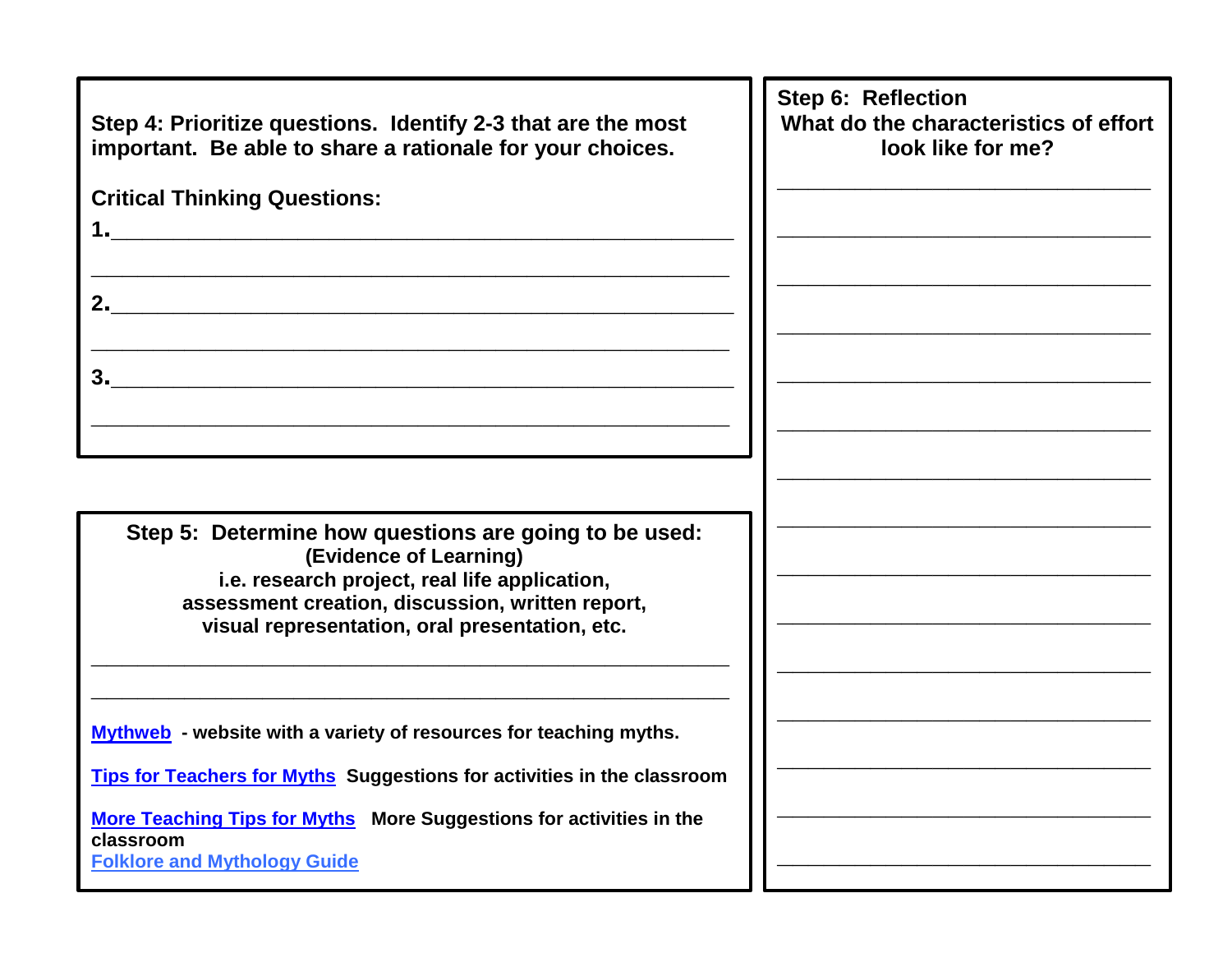**Step 4: Prioritize questions. Identify 2-3 that are the most important. Be able to share a rationale for your choices.**

**Critical Thinking Questions:**

**1.**\_\_\_\_\_\_\_\_\_\_\_\_\_\_\_\_\_\_\_\_\_\_\_\_\_\_\_\_\_\_\_\_\_\_\_\_\_\_\_\_\_\_\_\_\_\_\_\_\_\_

\_\_\_\_\_\_\_\_\_\_\_\_\_\_\_\_\_\_\_\_\_\_\_\_\_\_\_\_\_\_\_\_\_\_\_\_\_\_\_\_\_\_\_\_\_\_\_\_\_\_

**2.**\_\_\_\_\_\_\_\_\_\_\_\_\_\_\_\_\_\_\_\_\_\_\_\_\_\_\_\_\_\_\_\_\_\_\_\_\_\_\_\_\_\_\_\_\_\_\_\_\_\_

\_\_\_\_\_\_\_\_\_\_\_\_\_\_\_\_\_\_\_\_\_\_\_\_\_\_\_\_\_\_\_\_\_\_\_\_\_\_\_\_\_\_\_\_\_\_\_\_\_\_

**3.**\_\_\_\_\_\_\_\_\_\_\_\_\_\_\_\_\_\_\_\_\_\_\_\_\_\_\_\_\_\_\_\_\_\_\_\_\_\_\_\_\_\_\_\_\_\_\_\_\_\_

\_\_\_\_\_\_\_\_\_\_\_\_\_\_\_\_\_\_\_\_\_\_\_\_\_\_\_\_\_\_\_\_\_\_\_\_\_\_\_\_\_\_\_\_\_\_\_\_\_\_

**Step 5: Determine how questions are going to be used: (Evidence of Learning)**
**i.e. research project, real life application, assessment creation, discussion, written report, visual representation, oral presentation, etc.**

\_\_\_\_\_\_\_\_\_\_\_\_\_\_\_\_\_\_\_\_\_\_\_\_\_\_\_\_\_\_\_\_\_\_\_\_\_\_\_\_\_\_\_\_\_\_\_\_\_\_

\_\_\_\_\_\_\_\_\_\_\_\_\_\_\_\_\_\_\_\_\_\_\_\_\_\_\_\_\_\_\_\_\_\_\_\_\_\_\_\_\_\_\_\_\_\_\_\_\_\_

**Mythweb** **- website with a variety of resources for teaching myths.**

**Tips for Teachers for Myths** **Suggestions for activities in the classroom**

**More Teaching Tips for Myths** **More Suggestions for activities in the classroom**

**Folklore and Mythology Guide**

**Step 6: Reflection**
**What do the characteristics of effort look like for me?**

\_\_\_\_\_\_\_\_\_\_\_\_\_\_\_\_\_\_\_\_\_\_\_\_\_\_\_\_\_\_\_\_\_\_\_\_

\_\_\_\_\_\_\_\_\_\_\_\_\_\_\_\_\_\_\_\_\_\_\_\_\_\_\_\_\_\_\_\_\_\_\_\_

\_\_\_\_\_\_\_\_\_\_\_\_\_\_\_\_\_\_\_\_\_\_\_\_\_\_\_\_\_\_\_\_\_\_\_\_

\_\_\_\_\_\_\_\_\_\_\_\_\_\_\_\_\_\_\_\_\_\_\_\_\_\_\_\_\_\_\_\_\_\_\_\_

\_\_\_\_\_\_\_\_\_\_\_\_\_\_\_\_\_\_\_\_\_\_\_\_\_\_\_\_\_\_\_\_\_\_\_\_

\_\_\_\_\_\_\_\_\_\_\_\_\_\_\_\_\_\_\_\_\_\_\_\_\_\_\_\_\_\_\_\_\_\_\_\_

\_\_\_\_\_\_\_\_\_\_\_\_\_\_\_\_\_\_\_\_\_\_\_\_\_\_\_\_\_\_\_\_\_\_\_\_

\_\_\_\_\_\_\_\_\_\_\_\_\_\_\_\_\_\_\_\_\_\_\_\_\_\_\_\_\_\_\_\_\_\_\_\_

\_\_\_\_\_\_\_\_\_\_\_\_\_\_\_\_\_\_\_\_\_\_\_\_\_\_\_\_\_\_\_\_\_\_\_\_

\_\_\_\_\_\_\_\_\_\_\_\_\_\_\_\_\_\_\_\_\_\_\_\_\_\_\_\_\_\_\_\_\_\_\_\_

\_\_\_\_\_\_\_\_\_\_\_\_\_\_\_\_\_\_\_\_\_\_\_\_\_\_\_\_\_\_\_\_\_\_\_\_

\_\_\_\_\_\_\_\_\_\_\_\_\_\_\_\_\_\_\_\_\_\_\_\_\_\_\_\_\_\_\_\_\_\_\_\_

\_\_\_\_\_\_\_\_\_\_\_\_\_\_\_\_\_\_\_\_\_\_\_\_\_\_\_\_\_\_\_\_\_\_\_\_

\_\_\_\_\_\_\_\_\_\_\_\_\_\_\_\_\_\_\_\_\_\_\_\_\_\_\_\_\_\_\_\_\_\_\_\_

\_\_\_\_\_\_\_\_\_\_\_\_\_\_\_\_\_\_\_\_\_\_\_\_\_\_\_\_\_\_\_\_\_\_\_\_